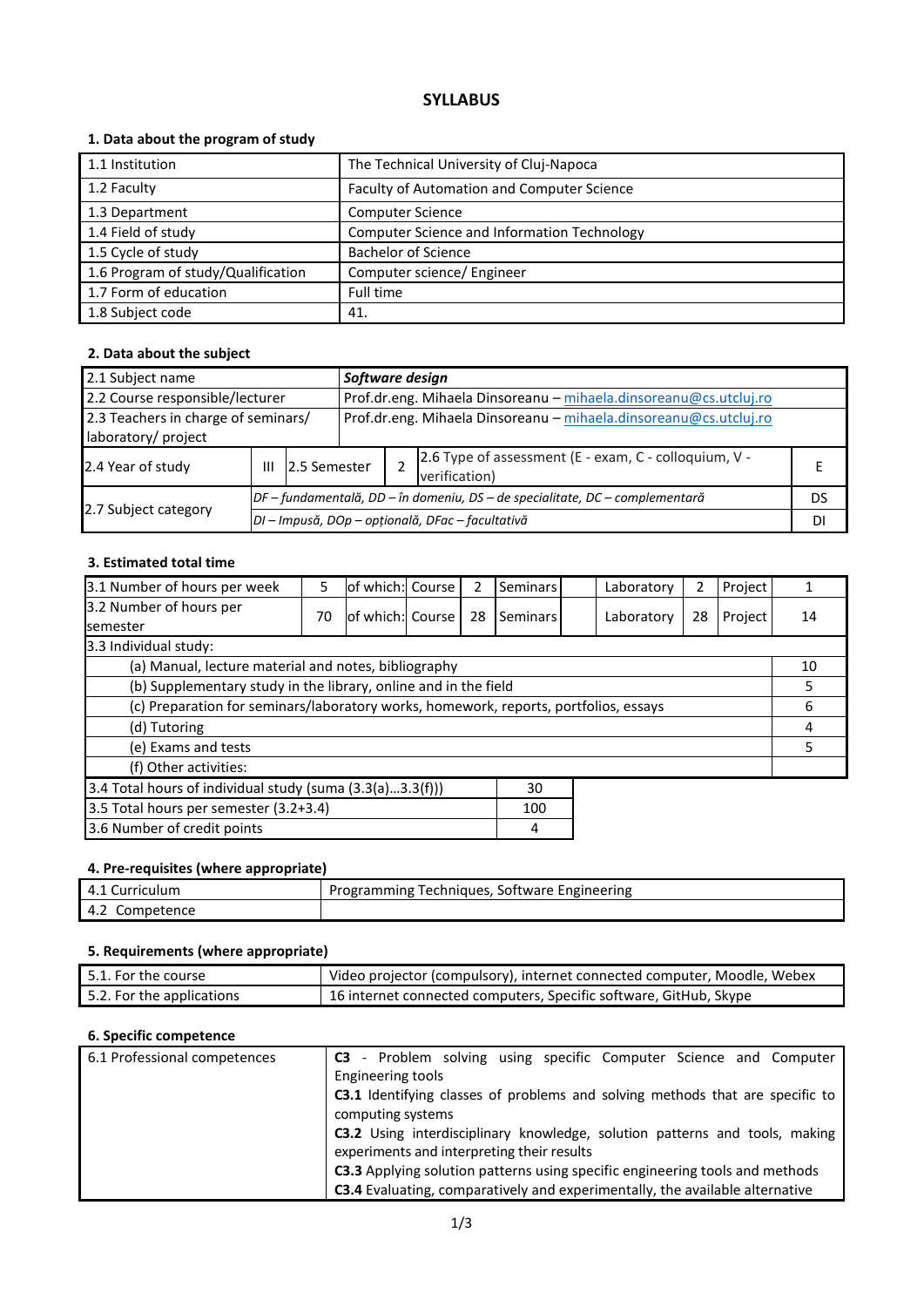# SYLLABUS

## 1. Data about the program of study

| | |
|---|---|
| 1.1 Institution | The Technical University of Cluj-Napoca |
| 1.2 Faculty | Faculty of Automation and Computer Science |
| 1.3 Department | Computer Science |
| 1.4 Field of study | Computer Science and Information Technology |
| 1.5 Cycle of study | Bachelor of Science |
| 1.6 Program of study/Qualification | Computer science/ Engineer |
| 1.7 Form of education | Full time |
| 1.8 Subject code | 41. |

## 2. Data about the subject

| | | | | | |
|---|---|---|---|---|---|
| 2.1 Subject name | ***Software design*** | | | | |
| 2.2 Course responsible/lecturer | Prof.dr.eng. Mihaela Dinsoreanu – mihaela.dinsoreanu@cs.utcluj.ro | | | | |
| 2.3 Teachers in charge of seminars/ laboratory/ project | Prof.dr.eng. Mihaela Dinsoreanu – mihaela.dinsoreanu@cs.utcluj.ro | | | | |
| 2.4 Year of study | III | 2.5 Semester | 2 | 2.6 Type of assessment (E - exam, C - colloquium, V - verification) | E |
| 2.7 Subject category | *DF – fundamentală, DD – în domeniu, DS – de specialitate, DC – complementară* | | | | DS |
| | *DI – Impusă, DOp – opțională, DFac – facultativă* | | | | DI |

## 3. Estimated total time

| | | | | | | | | | |
|---|---|---|---|---|---|---|---|---|---|
| 3.1 Number of hours per week | 5 | of which: | Course | 2 | Seminars | | Laboratory | 2 | Project 1 |
| 3.2 Number of hours per semester | 70 | of which: | Course | 28 | Seminars | | Laboratory | 28 | Project 14 |

| 3.3 Individual study: | |
|---|---|
| (a) Manual, lecture material and notes, bibliography | 10 |
| (b) Supplementary study in the library, online and in the field | 5 |
| (c) Preparation for seminars/laboratory works, homework, reports, portfolios, essays | 6 |
| (d) Tutoring | 4 |
| (e) Exams and tests | 5 |
| (f) Other activities: | |

| | |
|---|---|
| 3.4 Total hours of individual study (suma (3.3(a)...3.3(f))) | 30 |
| 3.5 Total hours per semester (3.2+3.4) | 100 |
| 3.6 Number of credit points | 4 |

## 4. Pre-requisites (where appropriate)

| | |
|---|---|
| 4.1 Curriculum | Programming Techniques, Software Engineering |
| 4.2 Competence | |

## 5. Requirements (where appropriate)

| | |
|---|---|
| 5.1. For the course | Video projector (compulsory), internet connected computer, Moodle, Webex |
| 5.2. For the applications | 16 internet connected computers, Specific software, GitHub, Skype |

## 6. Specific competence

| | |
|---|---|
| 6.1 Professional competences | **C3** - Problem solving using specific Computer Science and Computer Engineering tools<br>**C3.1** Identifying classes of problems and solving methods that are specific to computing systems<br>**C3.2** Using interdisciplinary knowledge, solution patterns and tools, making experiments and interpreting their results<br>**C3.3** Applying solution patterns using specific engineering tools and methods<br>**C3.4** Evaluating, comparatively and experimentally, the available alternative |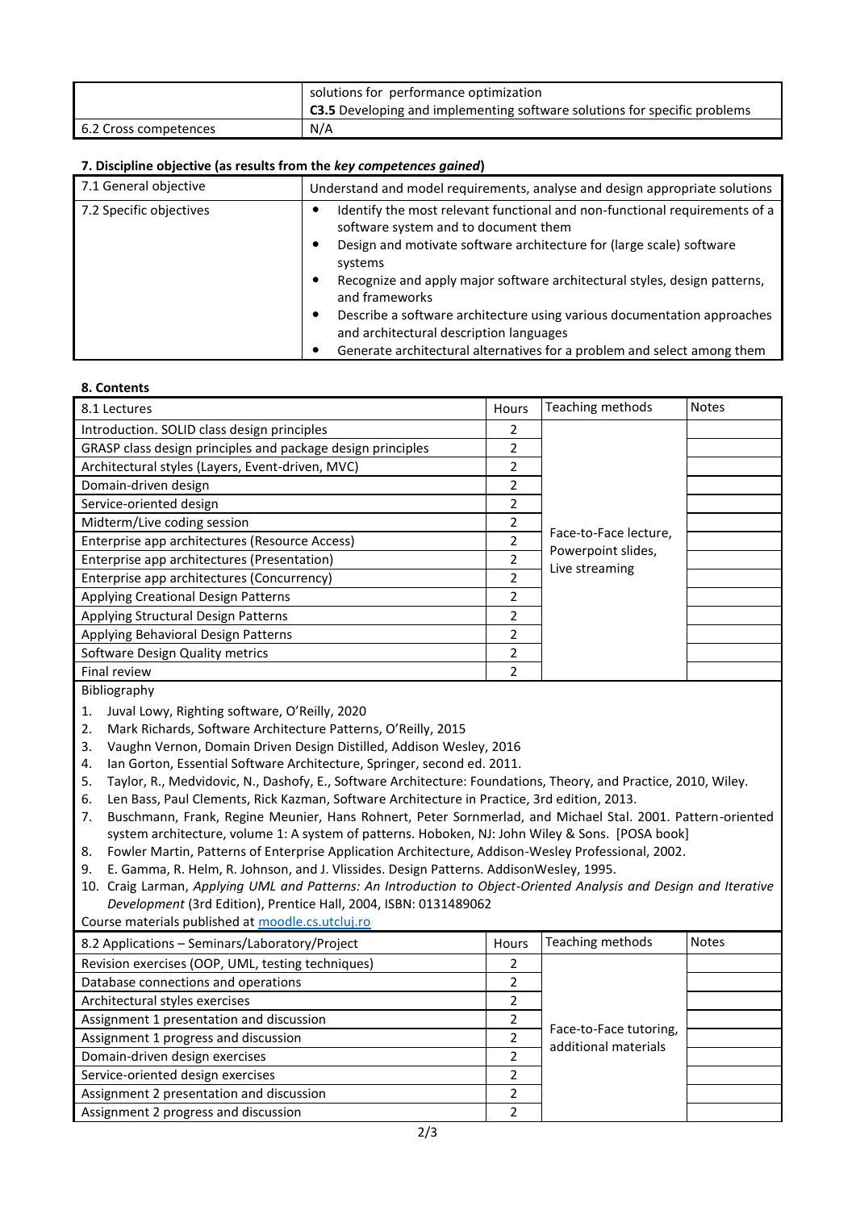| | |
|---|---|
| | solutions for performance optimization<br>**C3.5** Developing and implementing software solutions for specific problems |
| 6.2 Cross competences | N/A |

### 7. Discipline objective (as results from the *key competences gained*)

| | |
|---|---|
| 7.1 General objective | Understand and model requirements, analyse and design appropriate solutions |
| 7.2 Specific objectives | • Identify the most relevant functional and non-functional requirements of a software system and to document them<br>• Design and motivate software architecture for (large scale) software systems<br>• Recognize and apply major software architectural styles, design patterns, and frameworks<br>• Describe a software architecture using various documentation approaches and architectural description languages<br>• Generate architectural alternatives for a problem and select among them |

### 8. Contents

| 8.1 Lectures | Hours | Teaching methods | Notes |
|---|---|---|---|
| Introduction. SOLID class design principles | 2 | Face-to-Face lecture, Powerpoint slides, Live streaming | |
| GRASP class design principles and package design principles | 2 | | |
| Architectural styles (Layers, Event-driven, MVC) | 2 | | |
| Domain-driven design | 2 | | |
| Service-oriented design | 2 | | |
| Midterm/Live coding session | 2 | | |
| Enterprise app architectures (Resource Access) | 2 | | |
| Enterprise app architectures (Presentation) | 2 | | |
| Enterprise app architectures (Concurrency) | 2 | | |
| Applying Creational Design Patterns | 2 | | |
| Applying Structural Design Patterns | 2 | | |
| Applying Behavioral Design Patterns | 2 | | |
| Software Design Quality metrics | 2 | | |
| Final review | 2 | | |

Bibliography

1. Juval Lowy, Righting software, O'Reilly, 2020
2. Mark Richards, Software Architecture Patterns, O'Reilly, 2015
3. Vaughn Vernon, Domain Driven Design Distilled, Addison Wesley, 2016
4. Ian Gorton, Essential Software Architecture, Springer, second ed. 2011.
5. Taylor, R., Medvidovic, N., Dashofy, E., Software Architecture: Foundations, Theory, and Practice, 2010, Wiley.
6. Len Bass, Paul Clements, Rick Kazman, Software Architecture in Practice, 3rd edition, 2013.
7. Buschmann, Frank, Regine Meunier, Hans Rohnert, Peter Sornmerlad, and Michael Stal. 2001. Pattern-oriented system architecture, volume 1: A system of patterns. Hoboken, NJ: John Wiley & Sons. [POSA book]
8. Fowler Martin, Patterns of Enterprise Application Architecture, Addison-Wesley Professional, 2002.
9. E. Gamma, R. Helm, R. Johnson, and J. Vlissides. Design Patterns. AddisonWesley, 1995.
10. Craig Larman, *Applying UML and Patterns: An Introduction to Object-Oriented Analysis and Design and Iterative Development* (3rd Edition), Prentice Hall, 2004, ISBN: 0131489062

Course materials published at moodle.cs.utcluj.ro

| 8.2 Applications – Seminars/Laboratory/Project | Hours | Teaching methods | Notes |
|---|---|---|---|
| Revision exercises (OOP, UML, testing techniques) | 2 | Face-to-Face tutoring, additional materials | |
| Database connections and operations | 2 | | |
| Architectural styles exercises | 2 | | |
| Assignment 1 presentation and discussion | 2 | | |
| Assignment 1 progress and discussion | 2 | | |
| Domain-driven design exercises | 2 | | |
| Service-oriented design exercises | 2 | | |
| Assignment 2 presentation and discussion | 2 | | |
| Assignment 2 progress and discussion | 2 | | |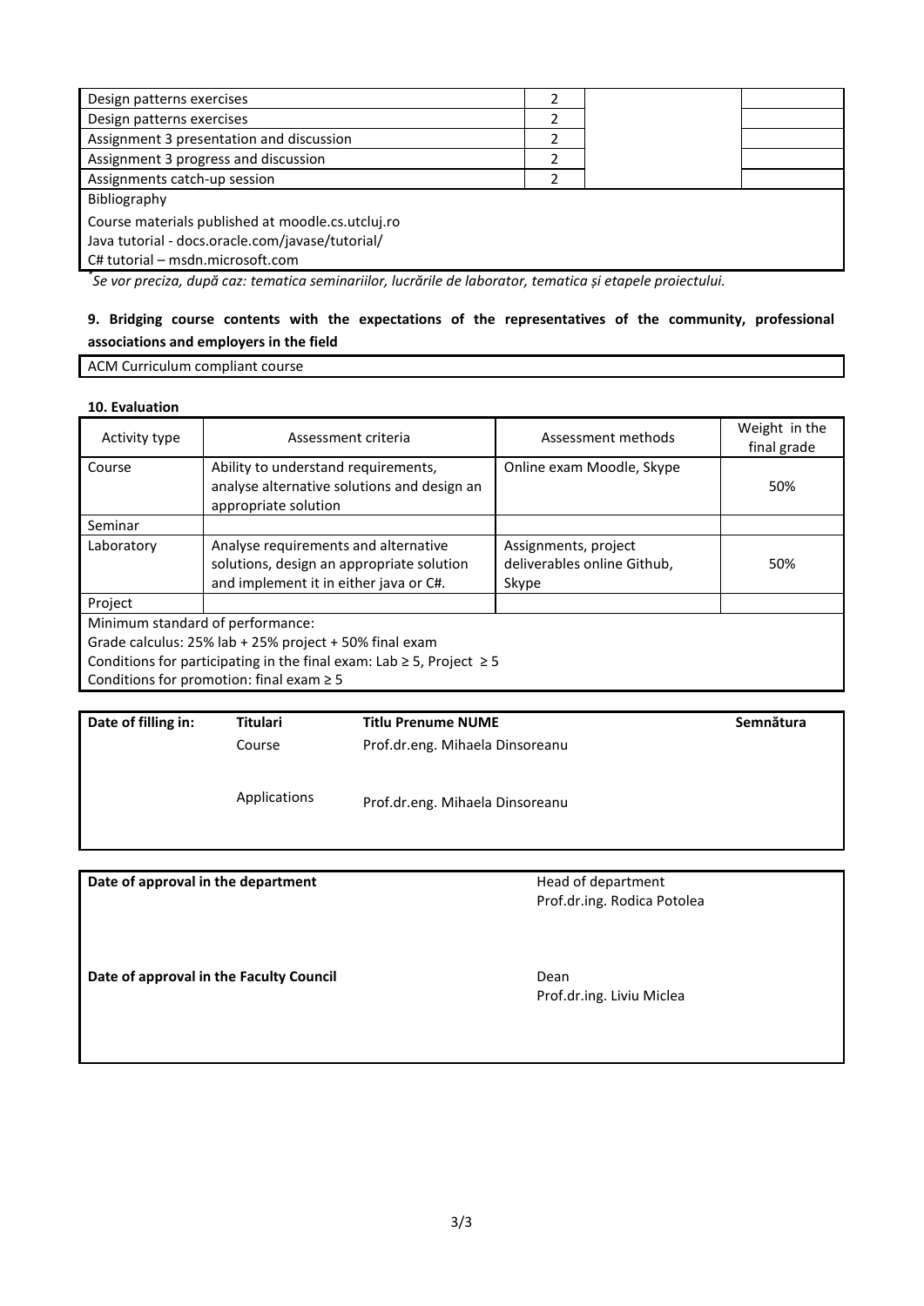| | | | |
|---|---|---|---|
| Design patterns exercises | 2 | | |
| Design patterns exercises | 2 | | |
| Assignment 3 presentation and discussion | 2 | | |
| Assignment 3 progress and discussion | 2 | | |
| Assignments catch-up session | 2 | | |
| Bibliography | | | |
| Course materials published at moodle.cs.utcluj.ro<br>Java tutorial - docs.oracle.com/javase/tutorial/<br>C# tutorial – msdn.microsoft.com | | | |

*Se vor preciza, după caz: tematica seminariilor, lucrările de laborator, tematica și etapele proiectului.*

**9. Bridging course contents with the expectations of the representatives of the community, professional associations and employers in the field**

ACM Curriculum compliant course

**10. Evaluation**

| Activity type | Assessment criteria | Assessment methods | Weight in the final grade |
|---|---|---|---|
| Course | Ability to understand requirements, analyse alternative solutions and design an appropriate solution | Online exam Moodle, Skype | 50% |
| Seminar | | | |
| Laboratory | Analyse requirements and alternative solutions, design an appropriate solution and implement it in either java or C#. | Assignments, project deliverables online Github, Skype | 50% |
| Project | | | |

Minimum standard of performance:
Grade calculus: 25% lab + 25% project + 50% final exam
Conditions for participating in the final exam: Lab ≥ 5, Project ≥ 5
Conditions for promotion: final exam ≥ 5

| Date of filling in: | Titulari | Titlu Prenume NUME | Semnătura |
|---|---|---|---|
| | Course | Prof.dr.eng. Mihaela Dinsoreanu | |
| | Applications | Prof.dr.eng. Mihaela Dinsoreanu | |

| | |
|---|---|
| **Date of approval in the department** | Head of department<br>Prof.dr.ing. Rodica Potolea |
| **Date of approval in the Faculty Council** | Dean<br>Prof.dr.ing. Liviu Miclea |